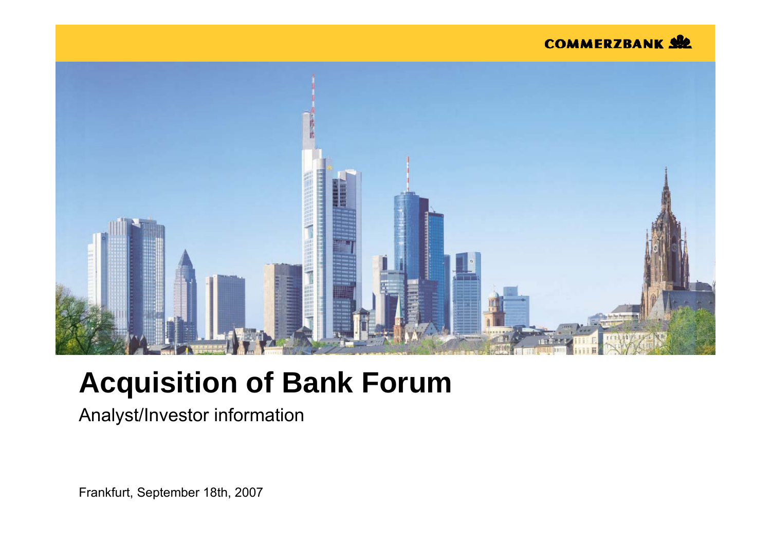COMMERZBANK

# Acquisition of Bank Forum

Analyst/Investor information

Frankfurt, September 18th, 2007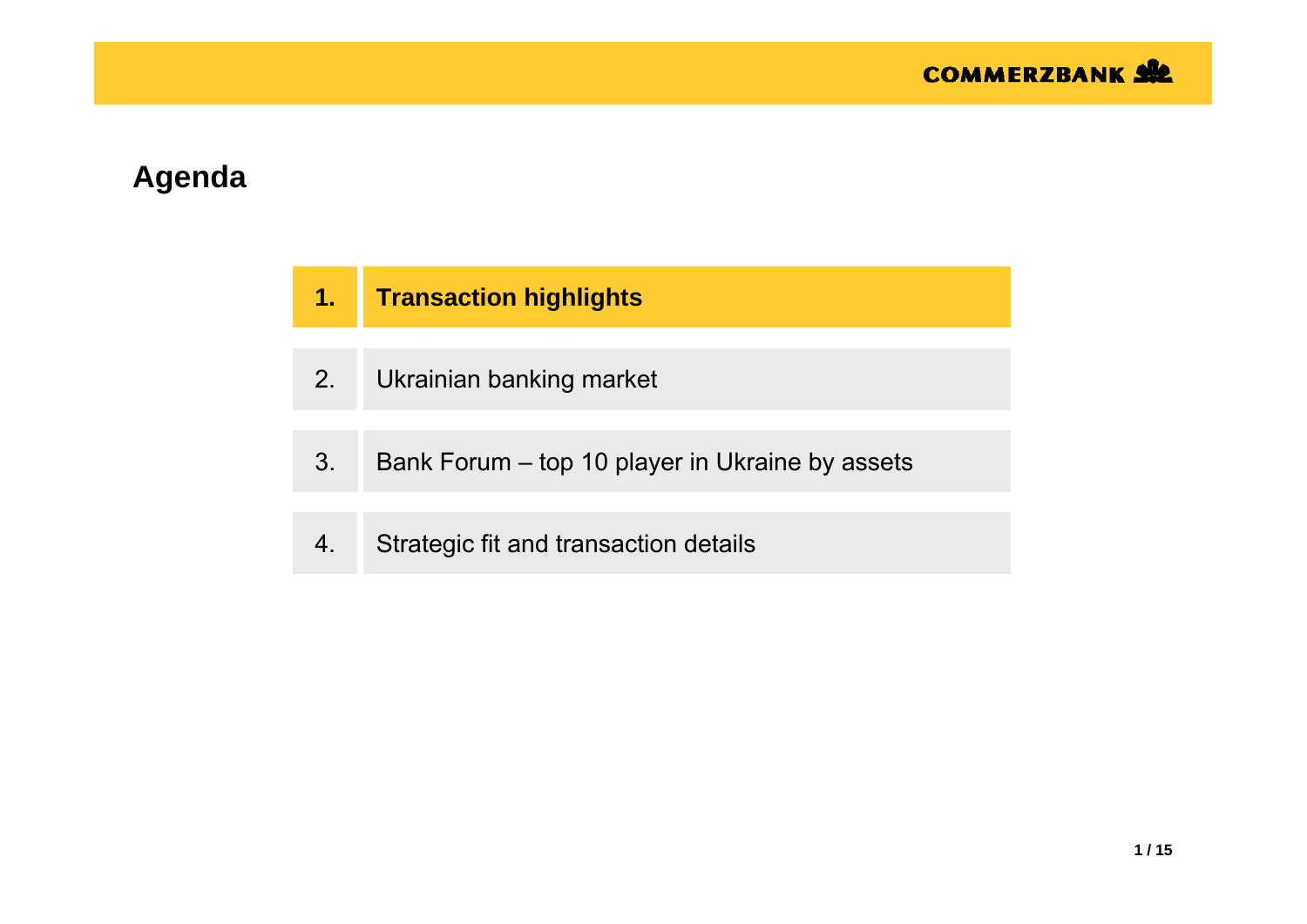# Agenda

1. **Transaction highlights**
2. Ukrainian banking market
3. Bank Forum – top 10 player in Ukraine by assets
4. Strategic fit and transaction details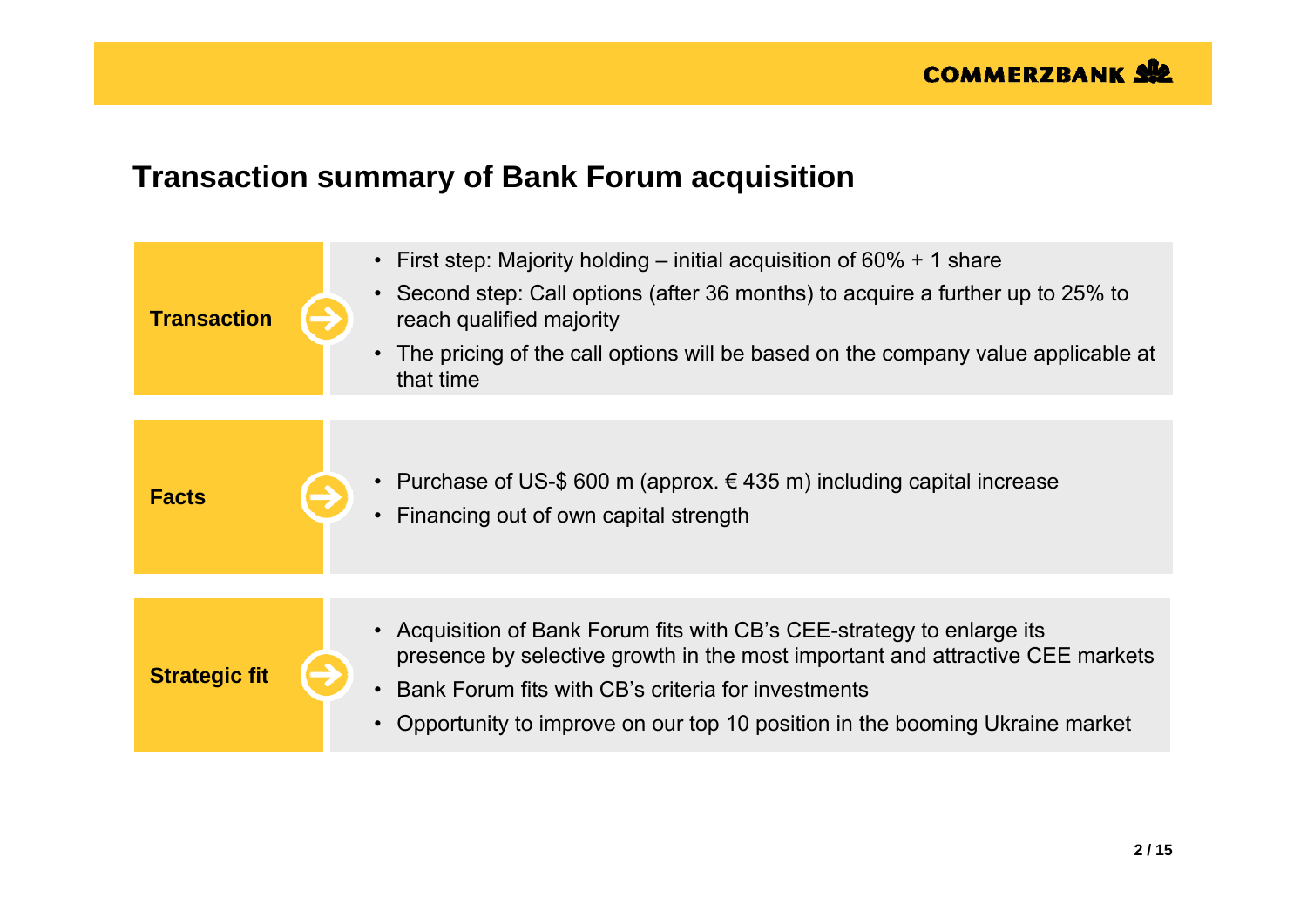# Transaction summary of Bank Forum acquisition

**Transaction**

- First step: Majority holding – initial acquisition of 60% + 1 share
- Second step: Call options (after 36 months) to acquire a further up to 25% to reach qualified majority
- The pricing of the call options will be based on the company value applicable at that time

**Facts**

- Purchase of US-$ 600 m (approx. € 435 m) including capital increase
- Financing out of own capital strength

**Strategic fit**

- Acquisition of Bank Forum fits with CB's CEE-strategy to enlarge its presence by selective growth in the most important and attractive CEE markets
- Bank Forum fits with CB's criteria for investments
- Opportunity to improve on our top 10 position in the booming Ukraine market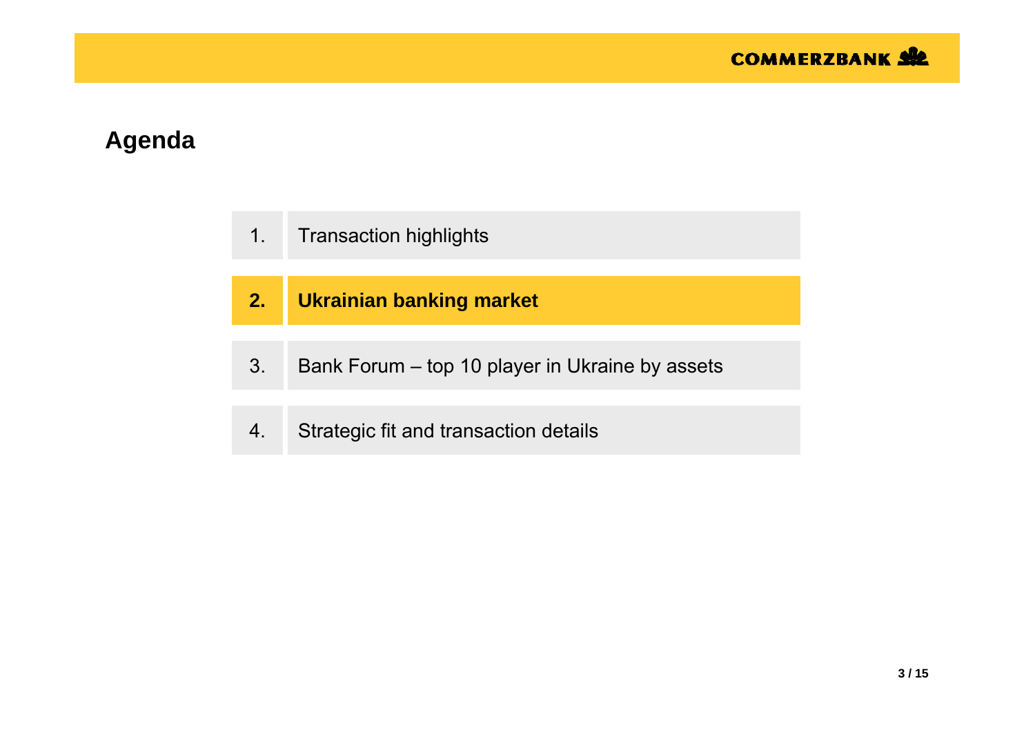## Agenda

1. Transaction highlights
2. **Ukrainian banking market**
3. Bank Forum – top 10 player in Ukraine by assets
4. Strategic fit and transaction details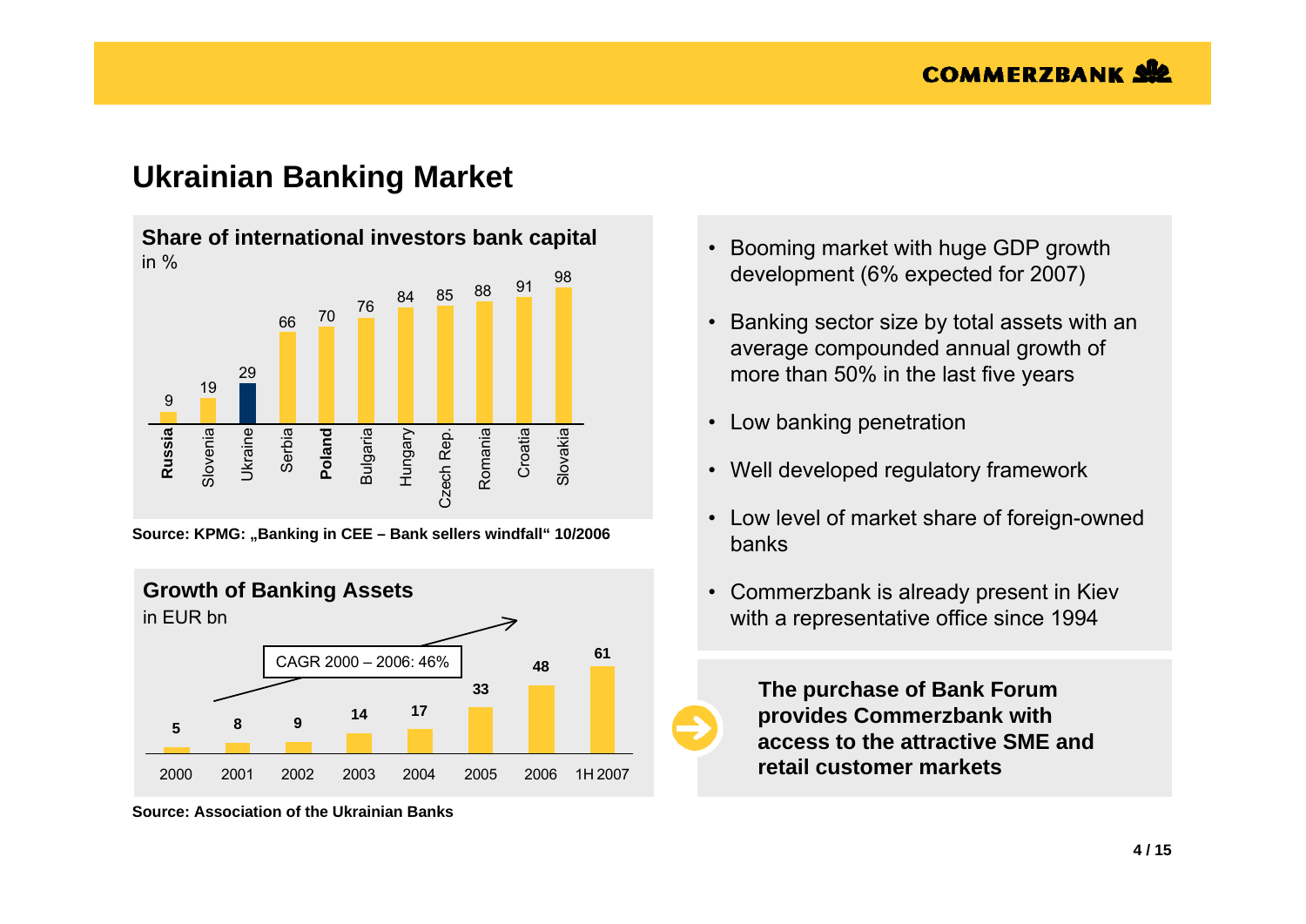# Ukrainian Banking Market

## Share of international investors bank capital

in %

| Country | Share |
|---|---|
| **Russia** | 9 |
| Slovenia | 19 |
| Ukraine | 29 |
| Serbia | 66 |
| **Poland** | 70 |
| Bulgaria | 76 |
| Hungary | 84 |
| Czech Rep. | 85 |
| Romania | 88 |
| Croatia | 91 |
| Slovakia | 98 |

**Source: KPMG: „Banking in CEE – Bank sellers windfall" 10/2006**

## Growth of Banking Assets

in EUR bn

CAGR 2000 – 2006: 46%

| 2000 | 2001 | 2002 | 2003 | 2004 | 2005 | 2006 | 1H 2007 |
|---|---|---|---|---|---|---|---|
| 5 | 8 | 9 | 14 | 17 | 33 | 48 | 61 |

**Source: Association of the Ukrainian Banks**

- Booming market with huge GDP growth development (6% expected for 2007)
- Banking sector size by total assets with an average compounded annual growth of more than 50% in the last five years
- Low banking penetration
- Well developed regulatory framework
- Low level of market share of foreign-owned banks
- Commerzbank is already present in Kiev with a representative office since 1994

**The purchase of Bank Forum provides Commerzbank with access to the attractive SME and retail customer markets**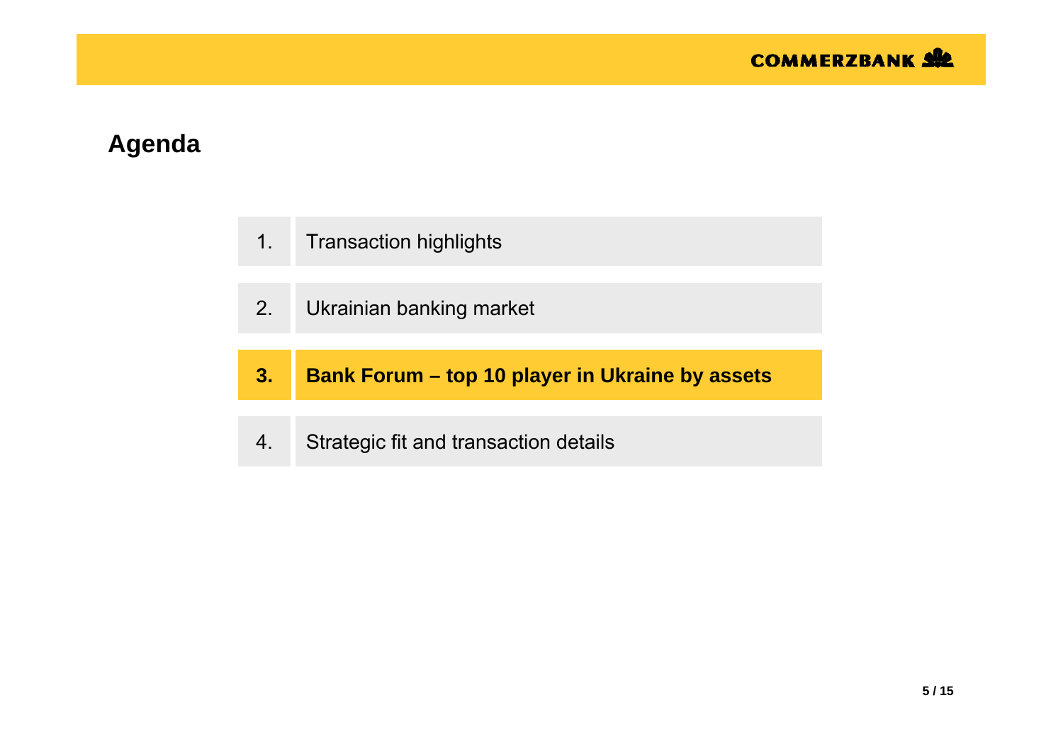# Agenda

1. Transaction highlights
2. Ukrainian banking market
3. **Bank Forum – top 10 player in Ukraine by assets**
4. Strategic fit and transaction details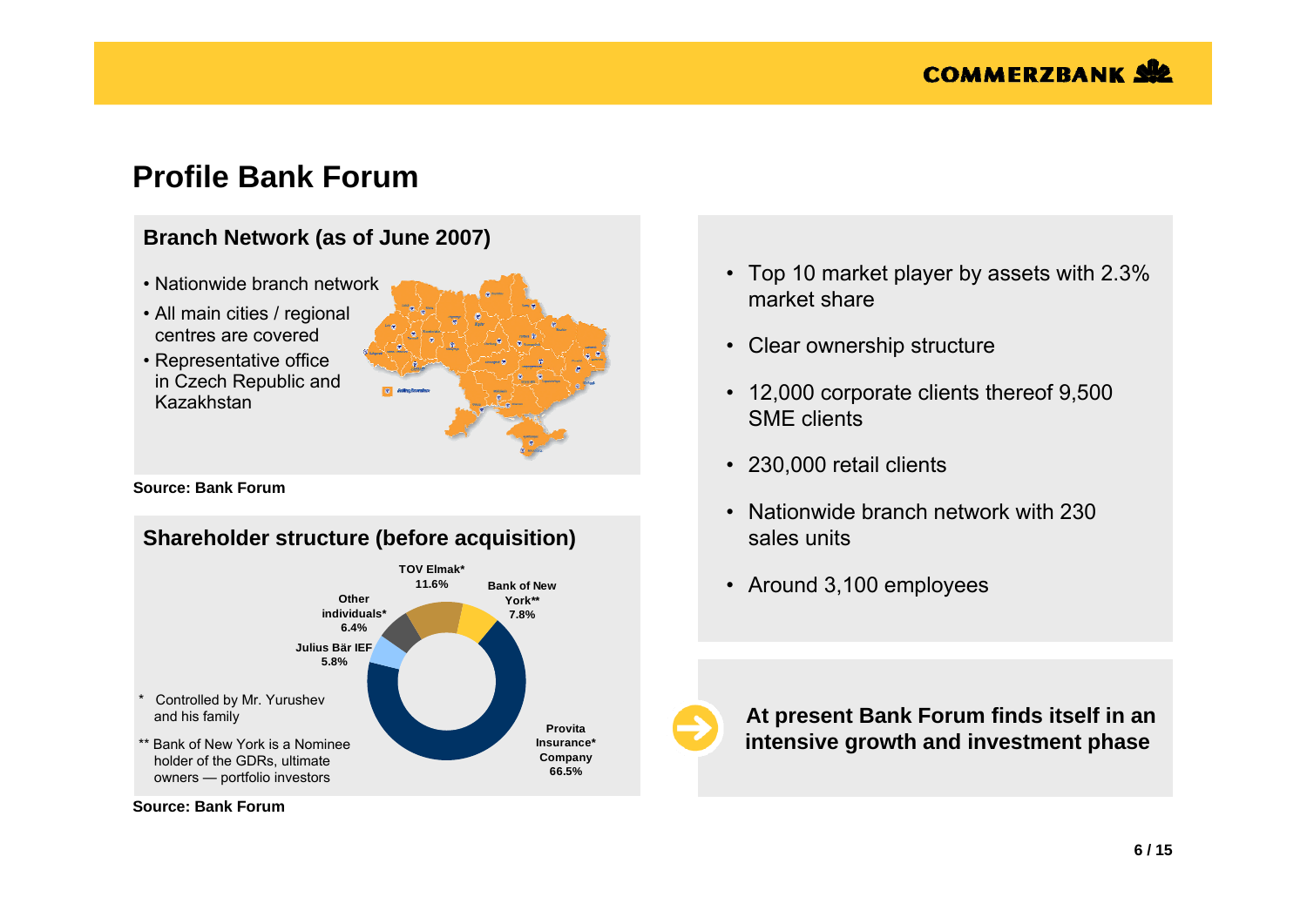# Profile Bank Forum

## Branch Network (as of June 2007)

- Nationwide branch network
- All main cities / regional centres are covered
- Representative office in Czech Republic and Kazakhstan

**Source: Bank Forum**

## Shareholder structure (before acquisition)

| Shareholder | Share |
| --- | --- |
| Provita Insurance* Company | 66.5% |
| TOV Elmak* | 11.6% |
| Bank of New York** | 7.8% |
| Other individuals* | 6.4% |
| Julius Bär IEF | 5.8% |

\* Controlled by Mr. Yurushev and his family

** Bank of New York is a Nominee holder of the GDRs, ultimate owners — portfolio investors

**Source: Bank Forum**

- Top 10 market player by assets with 2.3% market share
- Clear ownership structure
- 12,000 corporate clients thereof 9,500 SME clients
- 230,000 retail clients
- Nationwide branch network with 230 sales units
- Around 3,100 employees

**At present Bank Forum finds itself in an intensive growth and investment phase**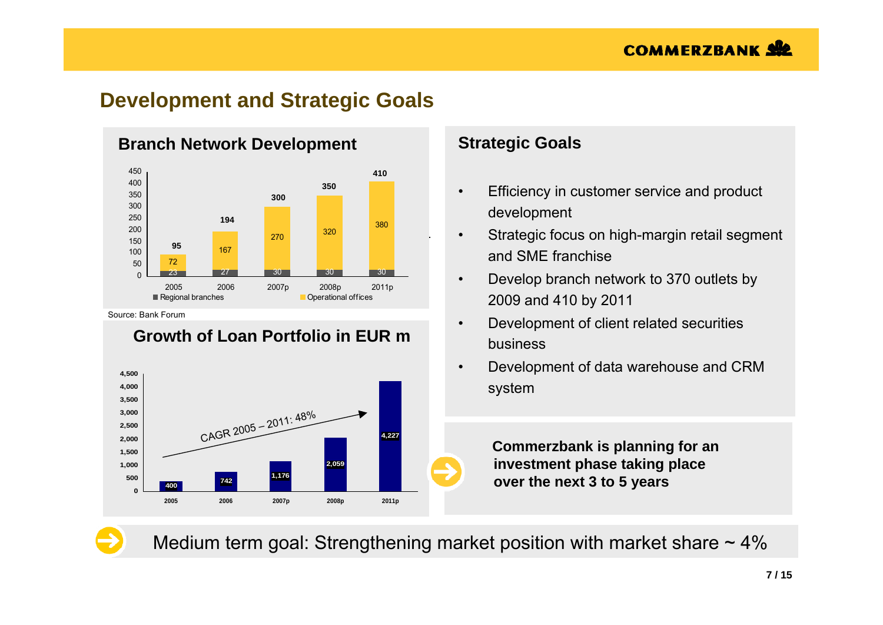# Development and Strategic Goals

## Branch Network Development

| | 2005 | 2006 | 2007p | 2008p | 2011p |
|---|---|---|---|---|---|
| Regional branches | 23 | 27 | 30 | 30 | 30 |
| Operational offices | 72 | 167 | 270 | 320 | 380 |
| Total | 95 | 194 | 300 | 350 | 410 |

Source: Bank Forum

## Growth of Loan Portfolio in EUR m

| 2005 | 2006 | 2007p | 2008p | 2011p |
|---|---|---|---|---|
| 400 | 742 | 1,176 | 2,059 | 4,227 |

CAGR 2005 – 2011: 48%

## Strategic Goals

- Efficiency in customer service and product development
- Strategic focus on high-margin retail segment and SME franchise
- Develop branch network to 370 outlets by 2009 and 410 by 2011
- Development of client related securities business
- Development of data warehouse and CRM system

**Commerzbank is planning for an investment phase taking place over the next 3 to 5 years**

Medium term goal: Strengthening market position with market share ~ 4%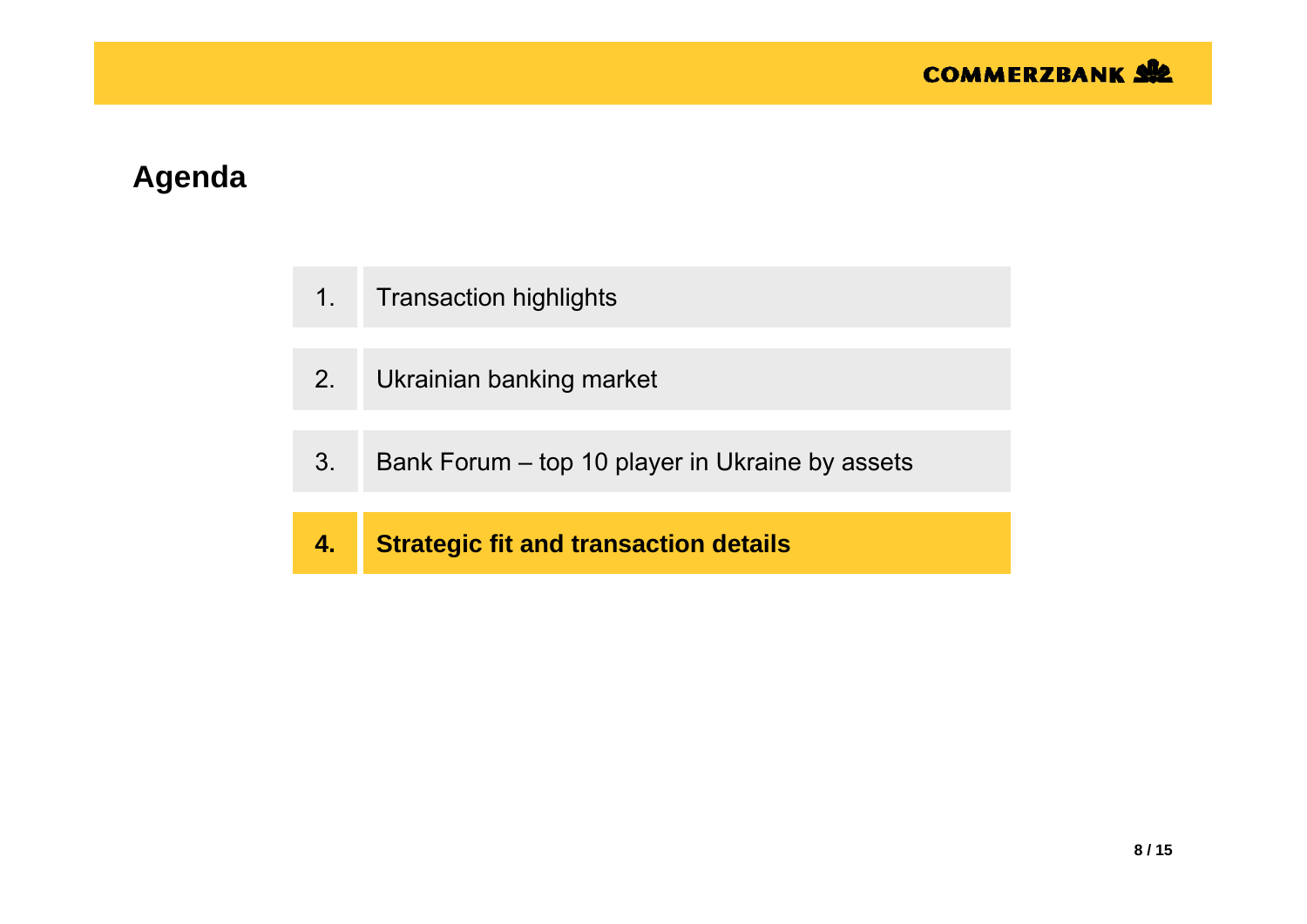## Agenda

1. Transaction highlights
2. Ukrainian banking market
3. Bank Forum – top 10 player in Ukraine by assets
4. **Strategic fit and transaction details**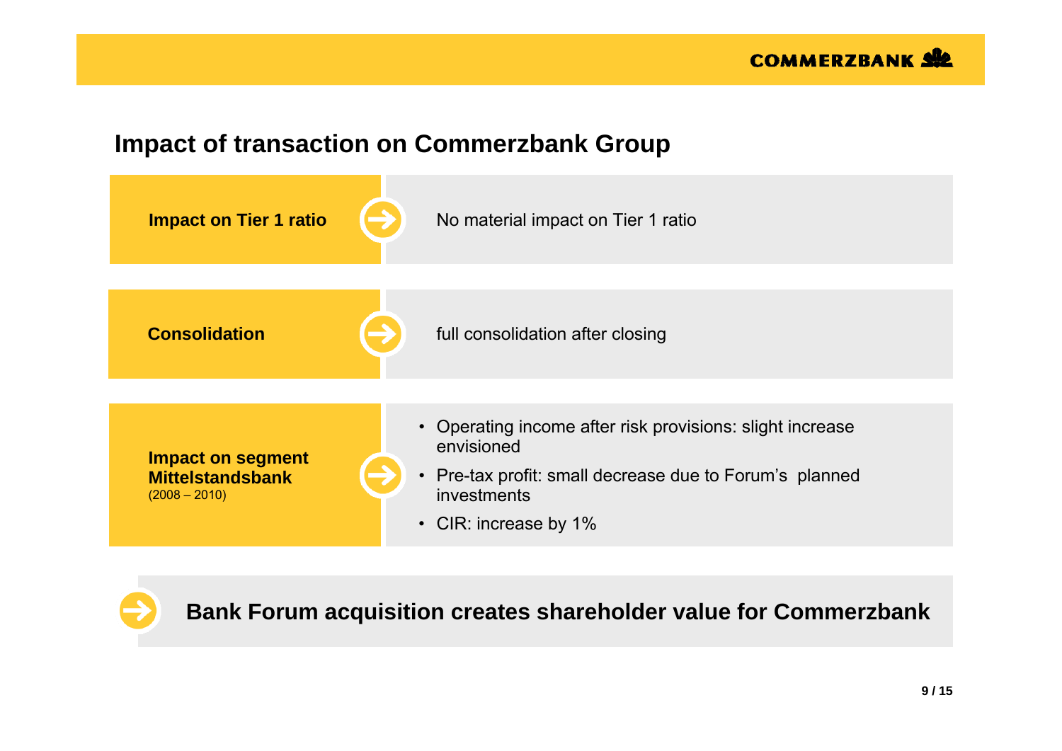## Impact of transaction on Commerzbank Group

| | |
|---|---|
| **Impact on Tier 1 ratio** | No material impact on Tier 1 ratio |
| **Consolidation** | full consolidation after closing |
| **Impact on segment Mittelstandsbank** (2008 – 2010) | • Operating income after risk provisions: slight increase envisioned<br>• Pre-tax profit: small decrease due to Forum's planned investments<br>• CIR: increase by 1% |

**Bank Forum acquisition creates shareholder value for Commerzbank**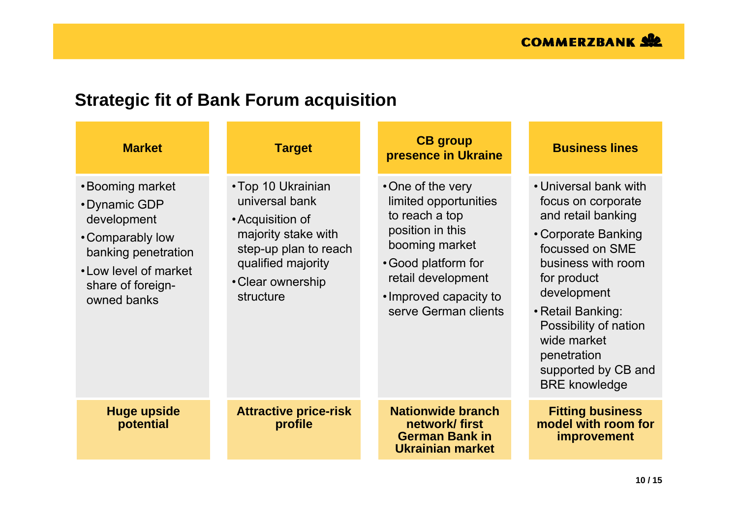## Strategic fit of Bank Forum acquisition

| Market | Target | CB group presence in Ukraine | Business lines |
|---|---|---|---|
| • Booming market<br>• Dynamic GDP development<br>• Comparably low banking penetration<br>• Low level of market share of foreign-owned banks | • Top 10 Ukrainian universal bank<br>• Acquisition of majority stake with step-up plan to reach qualified majority<br>• Clear ownership structure | • One of the very limited opportunities to reach a top position in this booming market<br>• Good platform for retail development<br>• Improved capacity to serve German clients | • Universal bank with focus on corporate and retail banking<br>• Corporate Banking focussed on SME business with room for product development<br>• Retail Banking: Possibility of nation wide market penetration supported by CB and BRE knowledge |
| **Huge upside potential** | **Attractive price-risk profile** | **Nationwide branch network/ first German Bank in Ukrainian market** | **Fitting business model with room for improvement** |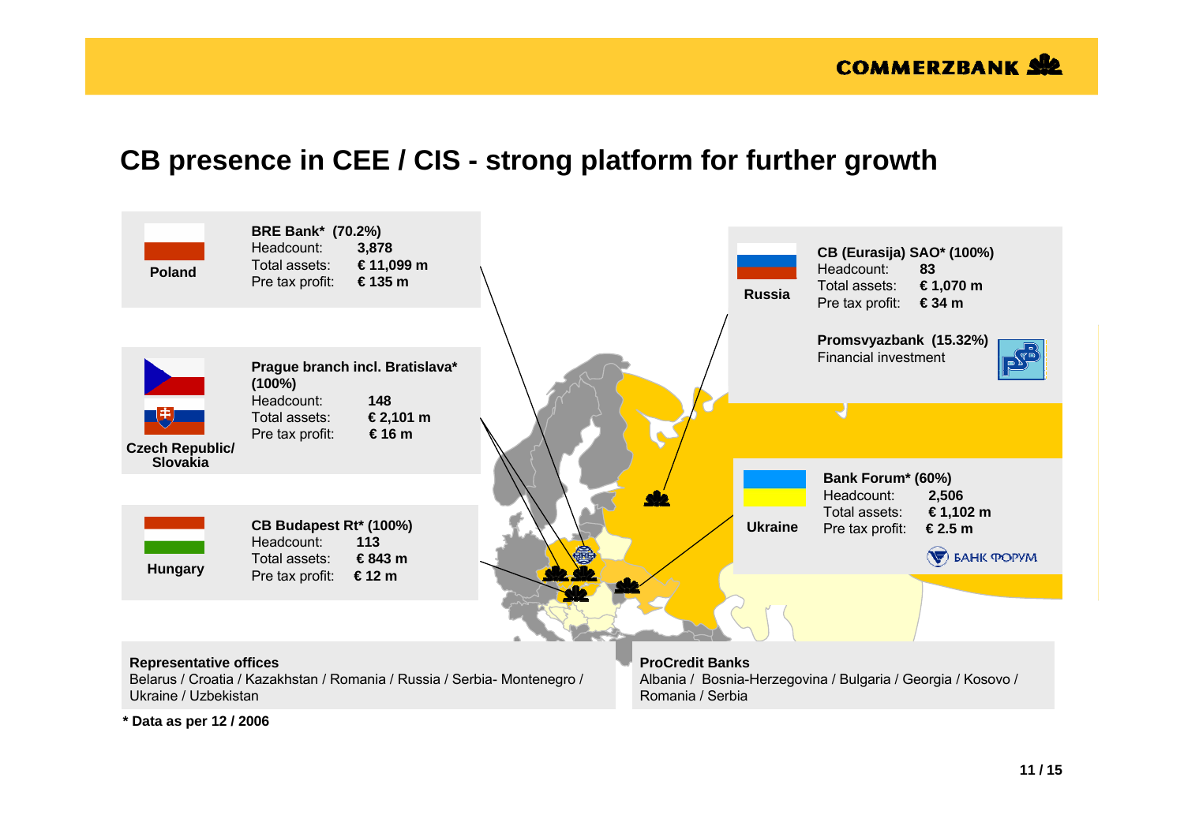# CB presence in CEE / CIS - strong platform for further growth

## Poland

**BRE Bank* (70.2%)**

| | |
|---|---|
| Headcount: | **3,878** |
| Total assets: | **€ 11,099 m** |
| Pre tax profit: | **€ 135 m** |

## Czech Republic/ Slovakia

**Prague branch incl. Bratislava* (100%)**

| | |
|---|---|
| Headcount: | **148** |
| Total assets: | **€ 2,101 m** |
| Pre tax profit: | **€ 16 m** |

## Hungary

**CB Budapest Rt* (100%)**

| | |
|---|---|
| Headcount: | **113** |
| Total assets: | **€ 843 m** |
| Pre tax profit: | **€ 12 m** |

## Russia

**CB (Eurasija) SAO* (100%)**

| | |
|---|---|
| Headcount: | **83** |
| Total assets: | **€ 1,070 m** |
| Pre tax profit: | **€ 34 m** |

**Promsvyazbank (15.32%)**
Financial investment

## Ukraine

**Bank Forum* (60%)**

| | |
|---|---|
| Headcount: | **2,506** |
| Total assets: | **€ 1,102 m** |
| Pre tax profit: | **€ 2.5 m** |

БАНК ФОРУМ

**Representative offices**
Belarus / Croatia / Kazakhstan / Romania / Russia / Serbia- Montenegro / Ukraine / Uzbekistan

**ProCredit Banks**
Albania / Bosnia-Herzegovina / Bulgaria / Georgia / Kosovo / Romania / Serbia

**\* Data as per 12 / 2006**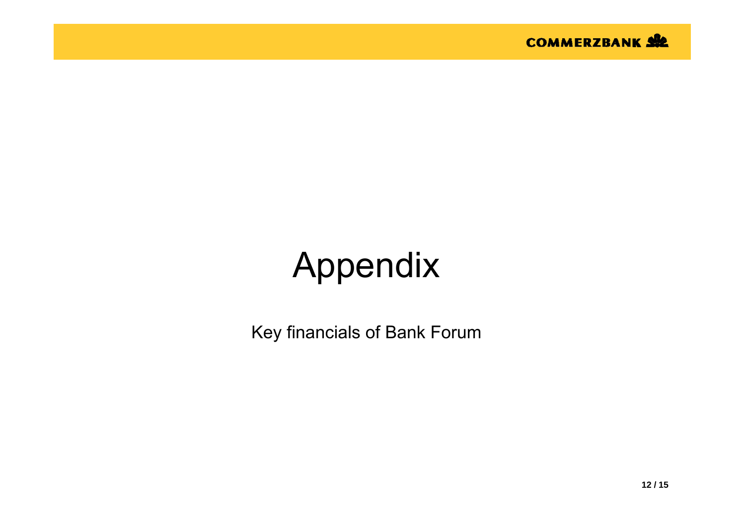# Appendix

Key financials of Bank Forum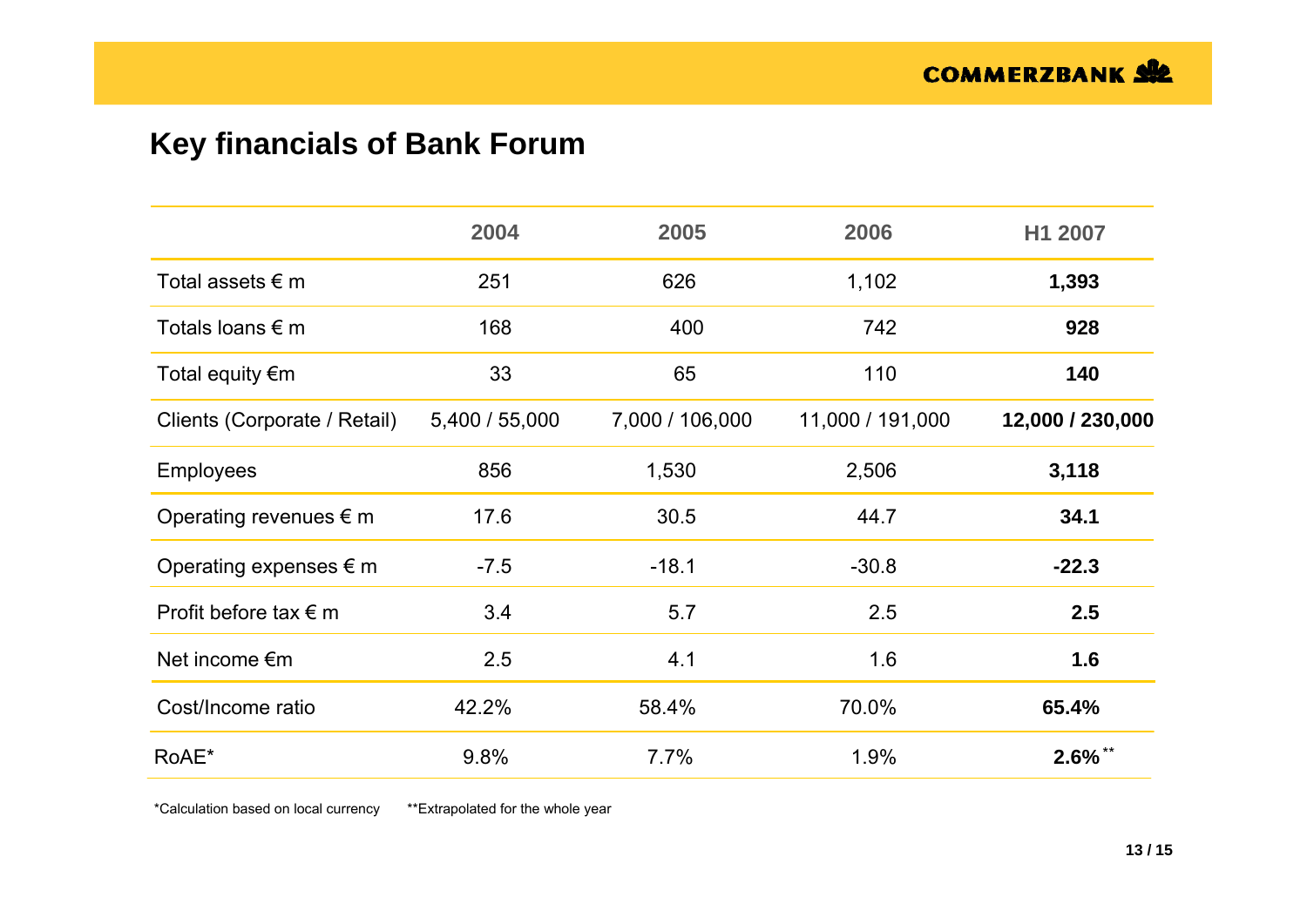# Key financials of Bank Forum

| | 2004 | 2005 | 2006 | H1 2007 |
|---|---|---|---|---|
| Total assets € m | 251 | 626 | 1,102 | **1,393** |
| Totals loans € m | 168 | 400 | 742 | **928** |
| Total equity €m | 33 | 65 | 110 | **140** |
| Clients (Corporate / Retail) | 5,400 / 55,000 | 7,000 / 106,000 | 11,000 / 191,000 | **12,000 / 230,000** |
| Employees | 856 | 1,530 | 2,506 | **3,118** |
| Operating revenues € m | 17.6 | 30.5 | 44.7 | **34.1** |
| Operating expenses € m | -7.5 | -18.1 | -30.8 | **-22.3** |
| Profit before tax € m | 3.4 | 5.7 | 2.5 | **2.5** |
| Net income €m | 2.5 | 4.1 | 1.6 | **1.6** |
| Cost/Income ratio | 42.2% | 58.4% | 70.0% | **65.4%** |
| RoAE* | 9.8% | 7.7% | 1.9% | **2.6%**** |

*Calculation based on local currency **Extrapolated for the whole year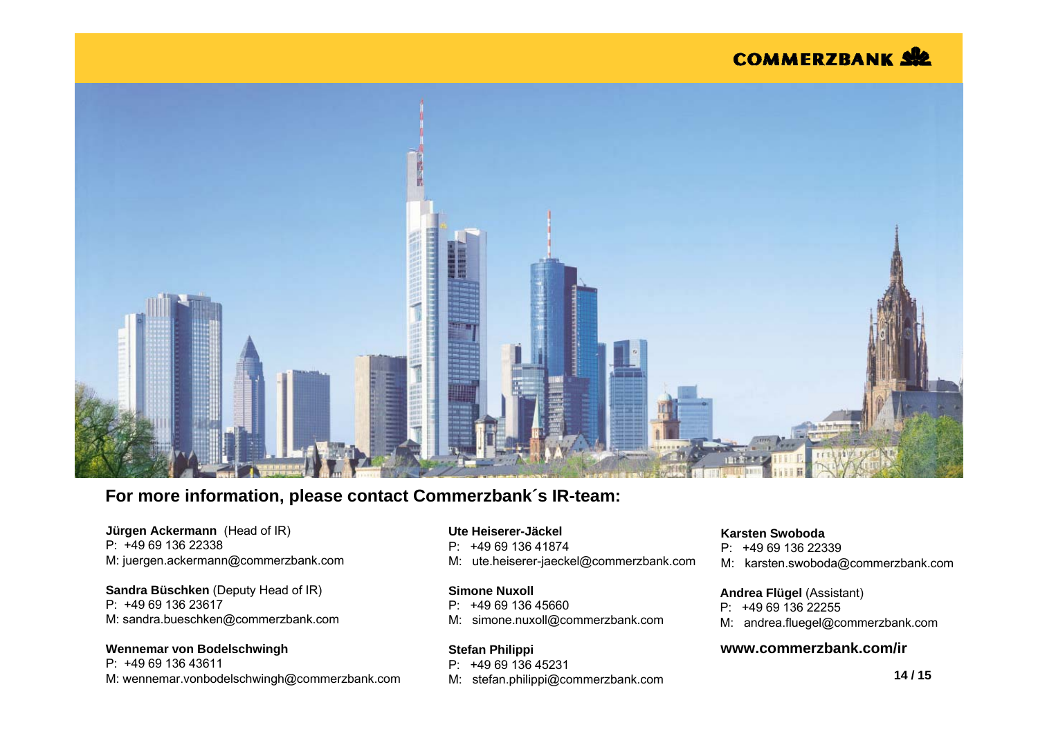## For more information, please contact Commerzbank´s IR-team:

**Jürgen Ackermann** (Head of IR)
P: +49 69 136 22338
M: juergen.ackermann@commerzbank.com

**Sandra Büschken** (Deputy Head of IR)
P: +49 69 136 23617
M: sandra.bueschken@commerzbank.com

**Wennemar von Bodelschwingh**
P: +49 69 136 43611
M: wennemar.vonbodelschwingh@commerzbank.com

**Ute Heiserer-Jäckel**
P: +49 69 136 41874
M: ute.heiserer-jaeckel@commerzbank.com

**Simone Nuxoll**
P: +49 69 136 45660
M: simone.nuxoll@commerzbank.com

**Stefan Philippi**
P: +49 69 136 45231
M: stefan.philippi@commerzbank.com

**Karsten Swoboda**
P: +49 69 136 22339
M: karsten.swoboda@commerzbank.com

**Andrea Flügel** (Assistant)
P: +49 69 136 22255
M: andrea.fluegel@commerzbank.com

**www.commerzbank.com/ir**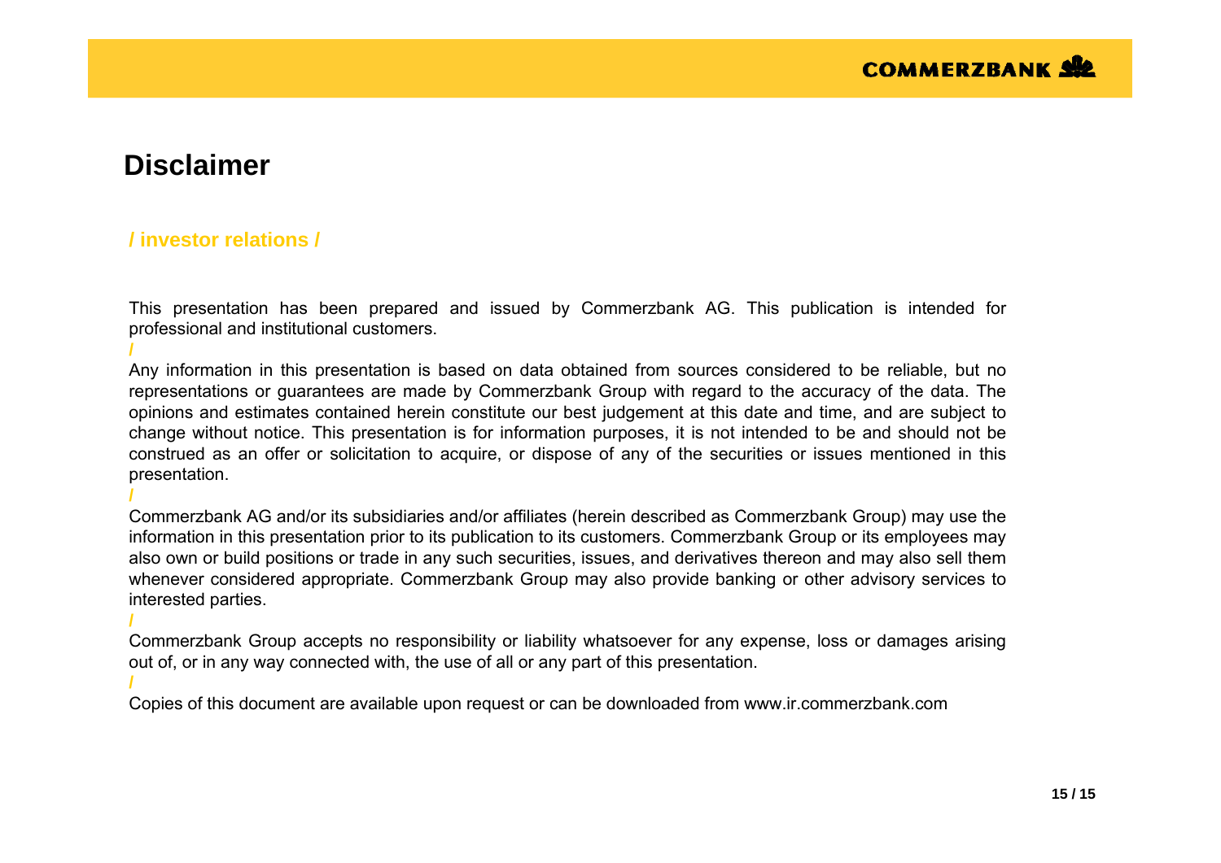# Disclaimer

**/ investor relations /**

This presentation has been prepared and issued by Commerzbank AG. This publication is intended for professional and institutional customers.

/

Any information in this presentation is based on data obtained from sources considered to be reliable, but no representations or guarantees are made by Commerzbank Group with regard to the accuracy of the data. The opinions and estimates contained herein constitute our best judgement at this date and time, and are subject to change without notice. This presentation is for information purposes, it is not intended to be and should not be construed as an offer or solicitation to acquire, or dispose of any of the securities or issues mentioned in this presentation.

/

Commerzbank AG and/or its subsidiaries and/or affiliates (herein described as Commerzbank Group) may use the information in this presentation prior to its publication to its customers. Commerzbank Group or its employees may also own or build positions or trade in any such securities, issues, and derivatives thereon and may also sell them whenever considered appropriate. Commerzbank Group may also provide banking or other advisory services to interested parties.

/

Commerzbank Group accepts no responsibility or liability whatsoever for any expense, loss or damages arising out of, or in any way connected with, the use of all or any part of this presentation.

/

Copies of this document are available upon request or can be downloaded from www.ir.commerzbank.com